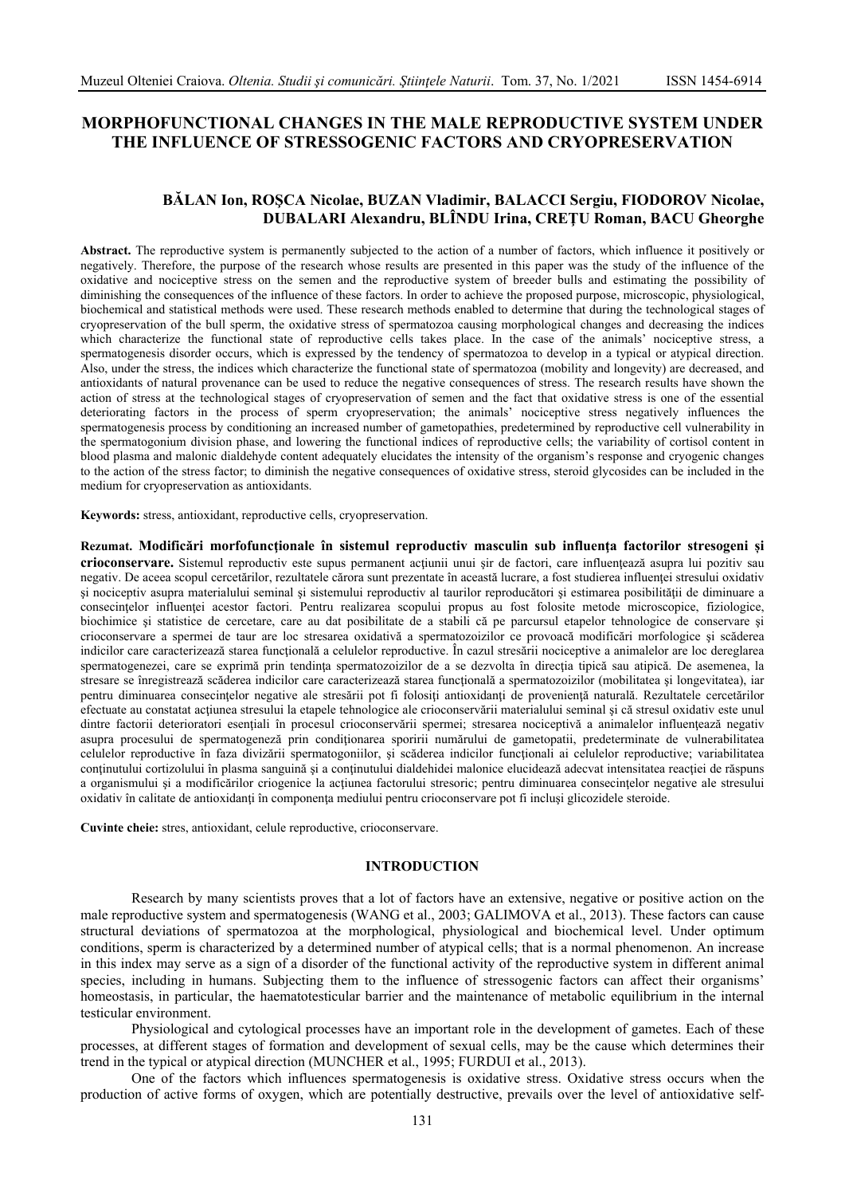# MORPHOFUNCTIONAL CHANGES IN THE MALE REPRODUCTIVE SYSTEM UNDER THE INFLUENCE OF STRESSOGENIC FACTORS AND CRYOPRESERVATION

**BĂLAN Ion, ROȘCA Nicolae, BUZAN Vladimir, BALACCI Sergiu, FIODOROV Nicolae, DUBALARI Alexandru, BLÎNDU Irina, CREȚU Roman, BACU Gheorghe**

**Abstract.** The reproductive system is permanently subjected to the action of a number of factors, which influence it positively or negatively. Therefore, the purpose of the research whose results are presented in this paper was the study of the influence of the oxidative and nociceptive stress on the semen and the reproductive system of breeder bulls and estimating the possibility of diminishing the consequences of the influence of these factors. In order to achieve the proposed purpose, microscopic, physiological, biochemical and statistical methods were used. These research methods enabled to determine that during the technological stages of cryopreservation of the bull sperm, the oxidative stress of spermatozoa causing morphological changes and decreasing the indices which characterize the functional state of reproductive cells takes place. In the case of the animals' nociceptive stress, a spermatogenesis disorder occurs, which is expressed by the tendency of spermatozoa to develop in a typical or atypical direction. Also, under the stress, the indices which characterize the functional state of spermatozoa (mobility and longevity) are decreased, and antioxidants of natural provenance can be used to reduce the negative consequences of stress. The research results have shown the action of stress at the technological stages of cryopreservation of semen and the fact that oxidative stress is one of the essential deteriorating factors in the process of sperm cryopreservation; the animals' nociceptive stress negatively influences the spermatogenesis process by conditioning an increased number of gametopathies, predetermined by reproductive cell vulnerability in the spermatogonium division phase, and lowering the functional indices of reproductive cells; the variability of cortisol content in blood plasma and malonic dialdehyde content adequately elucidates the intensity of the organism's response and cryogenic changes to the action of the stress factor; to diminish the negative consequences of oxidative stress, steroid glycosides can be included in the medium for cryopreservation as antioxidants.

**Keywords:** stress, antioxidant, reproductive cells, cryopreservation.

**Rezumat. Modificări morfofuncționale în sistemul reproductiv masculin sub influența factorilor stresogeni și crioconservare.** Sistemul reproductiv este supus permanent acțiunii unui șir de factori, care influențează asupra lui pozitiv sau negativ. De aceea scopul cercetărilor, rezultatele cărora sunt prezentate în această lucrare, a fost studierea influenței stresului oxidativ și nociceptiv asupra materialului seminal și sistemului reproductiv al taurilor reproducători și estimarea posibilității de diminuare a consecințelor influenței acestor factori. Pentru realizarea scopului propus au fost folosite metode microscopice, fiziologice, biochimice și statistice de cercetare, care au dat posibilitate de a stabili că pe parcursul etapelor tehnologice de conservare și crioconservare a spermei de taur are loc stresarea oxidativă a spermatozoizilor ce provoacă modificări morfologice și scăderea indicilor care caracterizează starea funcțională a celulelor reproductive. În cazul stresării nociceptive a animalelor are loc dereglarea spermatogenezei, care se exprimă prin tendința spermatozoizilor de a se dezvolta în direcția tipică sau atipică. De asemenea, la stresare se înregistrează scăderea indicilor care caracterizează starea funcțională a spermatozoizilor (mobilitatea și longevitatea), iar pentru diminuarea consecințelor negative ale stresării pot fi folosiți antioxidanți de proveniență naturală. Rezultatele cercetărilor efectuate au constatat acțiunea stresului la etapele tehnologice ale crioconservării materialului seminal și că stresul oxidativ este unul dintre factorii deterioratori esențiali în procesul crioconservării spermei; stresarea nociceptivă a animalelor influențează negativ asupra procesului de spermatogeneză prin condiționarea sporirii numărului de gametopatii, predeterminate de vulnerabilitatea celulelor reproductive în faza divizării spermatogoniilor, și scăderea indicilor funcționali ai celulelor reproductive; variabilitatea conținutului cortizolului în plasma sanguină și a conținutului dialdehidei malonice elucidează adecvat intensitatea reacției de răspuns a organismului și a modificărilor criogenice la acțiunea factorului stresoric; pentru diminuarea consecințelor negative ale stresului oxidativ în calitate de antioxidanți în componența mediului pentru crioconservare pot fi incluși glicozidele steroide.

**Cuvinte cheie:** stres, antioxidant, celule reproductive, crioconservare.

## INTRODUCTION

Research by many scientists proves that a lot of factors have an extensive, negative or positive action on the male reproductive system and spermatogenesis (WANG et al., 2003; GALIMOVA et al., 2013). These factors can cause structural deviations of spermatozoa at the morphological, physiological and biochemical level. Under optimum conditions, sperm is characterized by a determined number of atypical cells; that is a normal phenomenon. An increase in this index may serve as a sign of a disorder of the functional activity of the reproductive system in different animal species, including in humans. Subjecting them to the influence of stressogenic factors can affect their organisms' homeostasis, in particular, the haematotesticular barrier and the maintenance of metabolic equilibrium in the internal testicular environment.

Physiological and cytological processes have an important role in the development of gametes. Each of these processes, at different stages of formation and development of sexual cells, may be the cause which determines their trend in the typical or atypical direction (MUNCHER et al., 1995; FURDUI et al., 2013).

One of the factors which influences spermatogenesis is oxidative stress. Oxidative stress occurs when the production of active forms of oxygen, which are potentially destructive, prevails over the level of antioxidative self-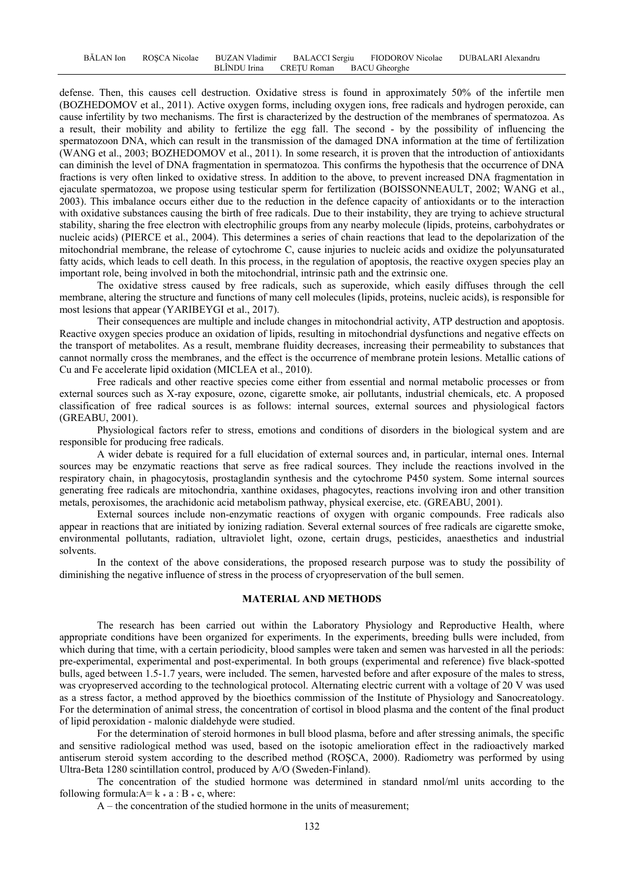defense. Then, this causes cell destruction. Oxidative stress is found in approximately 50% of the infertile men (BOZHEDOMOV et al., 2011). Active oxygen forms, including oxygen ions, free radicals and hydrogen peroxide, can cause infertility by two mechanisms. The first is characterized by the destruction of the membranes of spermatozoa. As a result, their mobility and ability to fertilize the egg fall. The second - by the possibility of influencing the spermatozoon DNA, which can result in the transmission of the damaged DNA information at the time of fertilization (WANG et al., 2003; BOZHEDOMOV et al., 2011). In some research, it is proven that the introduction of antioxidants can diminish the level of DNA fragmentation in spermatozoa. This confirms the hypothesis that the occurrence of DNA fractions is very often linked to oxidative stress. In addition to the above, to prevent increased DNA fragmentation in ejaculate spermatozoa, we propose using testicular sperm for fertilization (BOISSONNEAULT, 2002; WANG et al., 2003). This imbalance occurs either due to the reduction in the defence capacity of antioxidants or to the interaction with oxidative substances causing the birth of free radicals. Due to their instability, they are trying to achieve structural stability, sharing the free electron with electrophilic groups from any nearby molecule (lipids, proteins, carbohydrates or nucleic acids) (PIERCE et al., 2004). This determines a series of chain reactions that lead to the depolarization of the mitochondrial membrane, the release of cytochrome C, cause injuries to nucleic acids and oxidize the polyunsaturated fatty acids, which leads to cell death. In this process, in the regulation of apoptosis, the reactive oxygen species play an important role, being involved in both the mitochondrial, intrinsic path and the extrinsic one.

The oxidative stress caused by free radicals, such as superoxide, which easily diffuses through the cell membrane, altering the structure and functions of many cell molecules (lipids, proteins, nucleic acids), is responsible for most lesions that appear (YARIBEYGI et al., 2017).

Their consequences are multiple and include changes in mitochondrial activity, ATP destruction and apoptosis. Reactive oxygen species produce an oxidation of lipids, resulting in mitochondrial dysfunctions and negative effects on the transport of metabolites. As a result, membrane fluidity decreases, increasing their permeability to substances that cannot normally cross the membranes, and the effect is the occurrence of membrane protein lesions. Metallic cations of Cu and Fe accelerate lipid oxidation (MICLEA et al., 2010).

Free radicals and other reactive species come either from essential and normal metabolic processes or from external sources such as X-ray exposure, ozone, cigarette smoke, air pollutants, industrial chemicals, etc. A proposed classification of free radical sources is as follows: internal sources, external sources and physiological factors (GREABU, 2001).

Physiological factors refer to stress, emotions and conditions of disorders in the biological system and are responsible for producing free radicals.

A wider debate is required for a full elucidation of external sources and, in particular, internal ones. Internal sources may be enzymatic reactions that serve as free radical sources. They include the reactions involved in the respiratory chain, in phagocytosis, prostaglandin synthesis and the cytochrome P450 system. Some internal sources generating free radicals are mitochondria, xanthine oxidases, phagocytes, reactions involving iron and other transition metals, peroxisomes, the arachidonic acid metabolism pathway, physical exercise, etc. (GREABU, 2001).

External sources include non-enzymatic reactions of oxygen with organic compounds. Free radicals also appear in reactions that are initiated by ionizing radiation. Several external sources of free radicals are cigarette smoke, environmental pollutants, radiation, ultraviolet light, ozone, certain drugs, pesticides, anaesthetics and industrial solvents.

In the context of the above considerations, the proposed research purpose was to study the possibility of diminishing the negative influence of stress in the process of cryopreservation of the bull semen.

## MATERIAL AND METHODS

The research has been carried out within the Laboratory Physiology and Reproductive Health, where appropriate conditions have been organized for experiments. In the experiments, breeding bulls were included, from which during that time, with a certain periodicity, blood samples were taken and semen was harvested in all the periods: pre-experimental, experimental and post-experimental. In both groups (experimental and reference) five black-spotted bulls, aged between 1.5-1.7 years, were included. The semen, harvested before and after exposure of the males to stress, was cryopreserved according to the technological protocol. Alternating electric current with a voltage of 20 V was used as a stress factor, a method approved by the bioethics commission of the Institute of Physiology and Sanocreatology. For the determination of animal stress, the concentration of cortisol in blood plasma and the content of the final product of lipid peroxidation - malonic dialdehyde were studied.

For the determination of steroid hormones in bull blood plasma, before and after stressing animals, the specific and sensitive radiological method was used, based on the isotopic amelioration effect in the radioactively marked antiserum steroid system according to the described method (ROȘCA, 2000). Radiometry was performed by using Ultra-Beta 1280 scintillation control, produced by A/O (Sweden-Finland).

The concentration of the studied hormone was determined in standard nmol/ml units according to the following formula: $A = k * a : B * c$, where:

A – the concentration of the studied hormone in the units of measurement;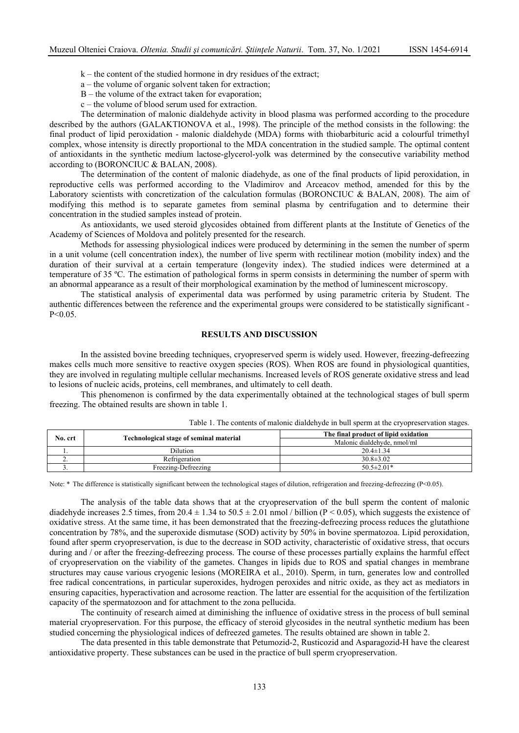k – the content of the studied hormone in dry residues of the extract;

a – the volume of organic solvent taken for extraction;

B – the volume of the extract taken for evaporation;

c – the volume of blood serum used for extraction.

The determination of malonic dialdehyde activity in blood plasma was performed according to the procedure described by the authors (GALAKTIONOVA et al., 1998). The principle of the method consists in the following: the final product of lipid peroxidation - malonic dialdehyde (MDA) forms with thiobarbituric acid a colourful trimethyl complex, whose intensity is directly proportional to the MDA concentration in the studied sample. The optimal content of antioxidants in the synthetic medium lactose-glycerol-yolk was determined by the consecutive variability method according to (BORONCIUC & BALAN, 2008).

The determination of the content of malonic diadehyde, as one of the final products of lipid peroxidation, in reproductive cells was performed according to the Vladimirov and Arceacov method, amended for this by the Laboratory scientists with concretization of the calculation formulas (BORONCIUC & BALAN, 2008). The aim of modifying this method is to separate gametes from seminal plasma by centrifugation and to determine their concentration in the studied samples instead of protein.

As antioxidants, we used steroid glycosides obtained from different plants at the Institute of Genetics of the Academy of Sciences of Moldova and politely presented for the research.

Methods for assessing physiological indices were produced by determining in the semen the number of sperm in a unit volume (cell concentration index), the number of live sperm with rectilinear motion (mobility index) and the duration of their survival at a certain temperature (longevity index). The studied indices were determined at a temperature of 35 ºC. The estimation of pathological forms in sperm consists in determining the number of sperm with an abnormal appearance as a result of their morphological examination by the method of luminescent microscopy.

The statistical analysis of experimental data was performed by using parametric criteria by Student. The authentic differences between the reference and the experimental groups were considered to be statistically significant - $P<0.05$.

## RESULTS AND DISCUSSION

In the assisted bovine breeding techniques, cryopreserved sperm is widely used. However, freezing-defreezing makes cells much more sensitive to reactive oxygen species (ROS). When ROS are found in physiological quantities, they are involved in regulating multiple cellular mechanisms. Increased levels of ROS generate oxidative stress and lead to lesions of nucleic acids, proteins, cell membranes, and ultimately to cell death.

This phenomenon is confirmed by the data experimentally obtained at the technological stages of bull sperm freezing. The obtained results are shown in table 1.

Table 1. The contents of malonic dialdehyde in bull sperm at the cryopreservation stages.

| No. crt | Technological stage of seminal material | The final product of lipid oxidation |
|---|---|---|
| | | Malonic dialdehyde, nmol/ml |
| 1. | Dilution | $20.4 \pm 1.34$ |
| 2. | Refrigeration | $30.8 \pm 3.02$ |
| 3. | Freezing-Defreezing | $50.5 \pm 2.01$* |

Note: * The difference is statistically significant between the technological stages of dilution, refrigeration and freezing-defreezing ($P<0.05$).

The analysis of the table data shows that at the cryopreservation of the bull sperm the content of malonic diadehyde increases 2.5 times, from $20.4 \pm 1.34$ to $50.5 \pm 2.01$ nmol / billion ($P < 0.05$), which suggests the existence of oxidative stress. At the same time, it has been demonstrated that the freezing-defreezing process reduces the glutathione concentration by 78%, and the superoxide dismutase (SOD) activity by 50% in bovine spermatozoa. Lipid peroxidation, found after sperm cryopreservation, is due to the decrease in SOD activity, characteristic of oxidative stress, that occurs during and / or after the freezing-defreezing process. The course of these processes partially explains the harmful effect of cryopreservation on the viability of the gametes. Changes in lipids due to ROS and spatial changes in membrane structures may cause various cryogenic lesions (MOREIRA et al., 2010). Sperm, in turn, generates low and controlled free radical concentrations, in particular superoxides, hydrogen peroxides and nitric oxide, as they act as mediators in ensuring capacities, hyperactivation and acrosome reaction. The latter are essential for the acquisition of the fertilization capacity of the spermatozoon and for attachment to the zona pellucida.

The continuity of research aimed at diminishing the influence of oxidative stress in the process of bull seminal material cryopreservation. For this purpose, the efficacy of steroid glycosides in the neutral synthetic medium has been studied concerning the physiological indices of defreezed gametes. The results obtained are shown in table 2.

The data presented in this table demonstrate that Petumozid-2, Rusticozid and Asparagozid-H have the clearest antioxidative property. These substances can be used in the practice of bull sperm cryopreservation.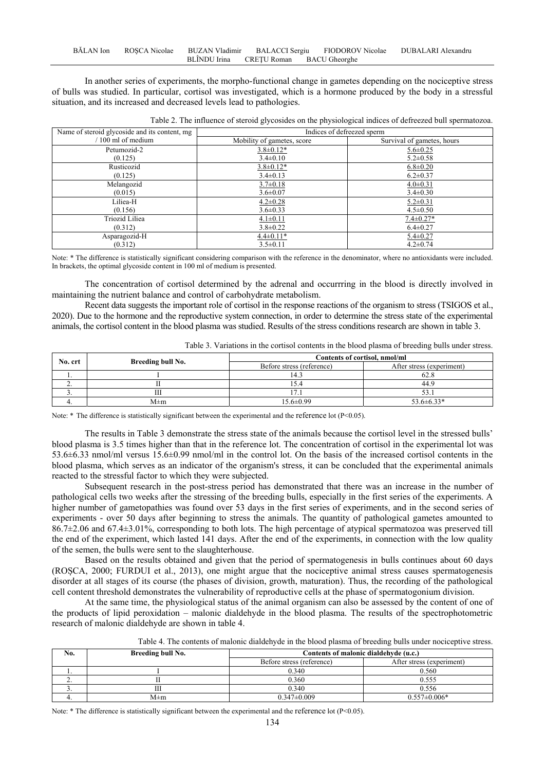In another series of experiments, the morpho-functional change in gametes depending on the nociceptive stress of bulls was studied. In particular, cortisol was investigated, which is a hormone produced by the body in a stressful situation, and its increased and decreased levels lead to pathologies.

Table 2. The influence of steroid glycosides on the physiological indices of defreezed bull spermatozoa.

| Name of steroid glycoside and its content, mg / 100 ml of medium | Indices of defreezed sperm | |
|---|---|---|
| | Mobility of gametes, score | Survival of gametes, hours |
| Petumozid-2 (0.125) | 3.8±0.12* / 3.4±0.10 | 5.6±0.25 / 5.2±0.58 |
| Rusticozid (0.125) | 3.8±0.12* / 3.4±0.13 | 6.8±0.20 / 6.2±0.37 |
| Melangozid (0.015) | 3.7±0.18 / 3.6±0.07 | 4.0±0.31 / 3.4±0.30 |
| Liliea-H (0.156) | 4.2±0.28 / 3.6±0.33 | 5.2±0.31 / 4.5±0.50 |
| Triozid Liliea (0.312) | 4.1±0.11 / 3.8±0.22 | 7.4±0.27* / 6.4±0.27 |
| Asparagozid-H (0.312) | 4.4±0.11* / 3.5±0.11 | 5.4±0.27 / 4.2±0.74 |

Note: * The difference is statistically significant considering comparison with the reference in the denominator, where no antioxidants were included. In brackets, the optimal glycoside content in 100 ml of medium is presented.

The concentration of cortisol determined by the adrenal and occurrring in the blood is directly involved in maintaining the nutrient balance and control of carbohydrate metabolism.

Recent data suggests the important role of cortisol in the response reactions of the organism to stress (TSIGOS et al., 2020). Due to the hormone and the reproductive system connection, in order to determine the stress state of the experimental animals, the cortisol content in the blood plasma was studied. Results of the stress conditions research are shown in table 3.

Table 3. Variations in the cortisol contents in the blood plasma of breeding bulls under stress.

| No. crt | Breeding bull No. | Contents of cortisol, nmol/ml | |
|---|---|---|---|
| | | Before stress (reference) | After stress (experiment) |
| 1. | I | 14.3 | 62.8 |
| 2. | II | 15.4 | 44.9 |
| 3. | III | 17.1 | 53.1 |
| 4. | M±m | 15.6±0.99 | 53.6±6.33* |

Note: * The difference is statistically significant between the experimental and the reference lot ($P<0.05$).

The results in Table 3 demonstrate the stress state of the animals because the cortisol level in the stressed bulls' blood plasma is 3.5 times higher than that in the reference lot. The concentration of cortisol in the experimental lot was 53.6±6.33 nmol/ml versus 15.6±0.99 nmol/ml in the control lot. On the basis of the increased cortisol contents in the blood plasma, which serves as an indicator of the organism's stress, it can be concluded that the experimental animals reacted to the stressful factor to which they were subjected.

Subsequent research in the post-stress period has demonstrated that there was an increase in the number of pathological cells two weeks after the stressing of the breeding bulls, especially in the first series of the experiments. A higher number of gametopathies was found over 53 days in the first series of experiments, and in the second series of experiments - over 50 days after beginning to stress the animals. The quantity of pathological gametes amounted to 86.7±2.06 and 67.4±3.01%, corresponding to both lots. The high percentage of atypical spermatozoa was preserved till the end of the experiment, which lasted 141 days. After the end of the experiments, in connection with the low quality of the semen, the bulls were sent to the slaughterhouse.

Based on the results obtained and given that the period of spermatogenesis in bulls continues about 60 days (ROȘCA, 2000; FURDUI et al., 2013), one might argue that the nociceptive animal stress causes spermatogenesis disorder at all stages of its course (the phases of division, growth, maturation). Thus, the recording of the pathological cell content threshold demonstrates the vulnerability of reproductive cells at the phase of spermatogonium division.

At the same time, the physiological status of the animal organism can also be assessed by the content of one of the products of lipid peroxidation – malonic dialdehyde in the blood plasma. The results of the spectrophotometric research of malonic dialdehyde are shown in table 4.

Table 4. The contents of malonic dialdehyde in the blood plasma of breeding bulls under nociceptive stress.

| No. | Breeding bull No. | Contents of malonic dialdehyde (u.c.) | |
|---|---|---|---|
| | | Before stress (reference) | After stress (experiment) |
| 1. | I | 0.340 | 0.560 |
| 2. | II | 0.360 | 0.555 |
| 3. | III | 0.340 | 0.556 |
| 4. | M±m | 0.347±0.009 | 0.557±0.006* |

Note: * The difference is statistically significant between the experimental and the reference lot ($P<0.05$).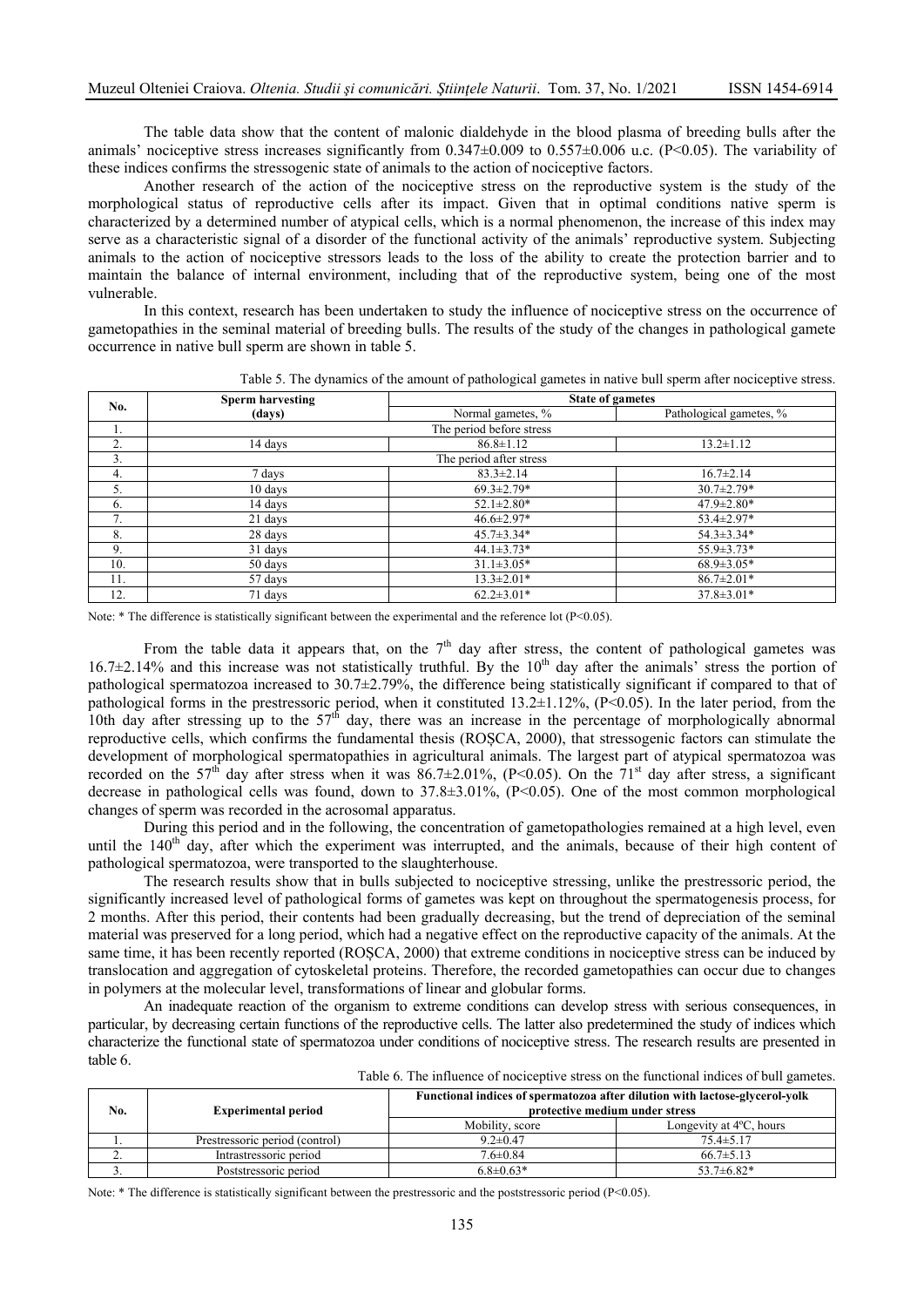The table data show that the content of malonic dialdehyde in the blood plasma of breeding bulls after the animals' nociceptive stress increases significantly from 0.347±0.009 to 0.557±0.006 u.c. ($P<0.05$). The variability of these indices confirms the stressogenic state of animals to the action of nociceptive factors.

Another research of the action of the nociceptive stress on the reproductive system is the study of the morphological status of reproductive cells after its impact. Given that in optimal conditions native sperm is characterized by a determined number of atypical cells, which is a normal phenomenon, the increase of this index may serve as a characteristic signal of a disorder of the functional activity of the animals' reproductive system. Subjecting animals to the action of nociceptive stressors leads to the loss of the ability to create the protection barrier and to maintain the balance of internal environment, including that of the reproductive system, being one of the most vulnerable.

In this context, research has been undertaken to study the influence of nociceptive stress on the occurrence of gametopathies in the seminal material of breeding bulls. The results of the study of the changes in pathological gamete occurrence in native bull sperm are shown in table 5.

Table 5. The dynamics of the amount of pathological gametes in native bull sperm after nociceptive stress.

| No. | Sperm harvesting (days) | State of gametes | |
|---|---|---|---|
| | | Normal gametes, % | Pathological gametes, % |
| 1. | The period before stress | | |
| 2. | 14 days | 86.8±1.12 | 13.2±1.12 |
| 3. | The period after stress | | |
| 4. | 7 days | 83.3±2.14 | 16.7±2.14 |
| 5. | 10 days | 69.3±2.79* | 30.7±2.79* |
| 6. | 14 days | 52.1±2.80* | 47.9±2.80* |
| 7. | 21 days | 46.6±2.97* | 53.4±2.97* |
| 8. | 28 days | 45.7±3.34* | 54.3±3.34* |
| 9. | 31 days | 44.1±3.73* | 55.9±3.73* |
| 10. | 50 days | 31.1±3.05* | 68.9±3.05* |
| 11. | 57 days | 13.3±2.01* | 86.7±2.01* |
| 12. | 71 days | 62.2±3.01* | 37.8±3.01* |

Note: * The difference is statistically significant between the experimental and the reference lot ($P<0.05$).

From the table data it appears that, on the 7th day after stress, the content of pathological gametes was 16.7±2.14% and this increase was not statistically truthful. By the 10th day after the animals' stress the portion of pathological spermatozoa increased to 30.7±2.79%, the difference being statistically significant if compared to that of pathological forms in the prestressoric period, when it constituted 13.2±1.12%, ($P<0.05$). In the later period, from the 10th day after stressing up to the 57th day, there was an increase in the percentage of morphologically abnormal reproductive cells, which confirms the fundamental thesis (ROȘCA, 2000), that stressogenic factors can stimulate the development of morphological spermatopathies in agricultural animals. The largest part of atypical spermatozoa was recorded on the 57th day after stress when it was 86.7±2.01%, ($P<0.05$). On the 71st day after stress, a significant decrease in pathological cells was found, down to 37.8±3.01%, ($P<0.05$). One of the most common morphological changes of sperm was recorded in the acrosomal apparatus.

During this period and in the following, the concentration of gametopathologies remained at a high level, even until the 140th day, after which the experiment was interrupted, and the animals, because of their high content of pathological spermatozoa, were transported to the slaughterhouse.

The research results show that in bulls subjected to nociceptive stressing, unlike the prestressoric period, the significantly increased level of pathological forms of gametes was kept on throughout the spermatogenesis process, for 2 months. After this period, their contents had been gradually decreasing, but the trend of depreciation of the seminal material was preserved for a long period, which had a negative effect on the reproductive capacity of the animals. At the same time, it has been recently reported (ROȘCA, 2000) that extreme conditions in nociceptive stress can be induced by translocation and aggregation of cytoskeletal proteins. Therefore, the recorded gametopathies can occur due to changes in polymers at the molecular level, transformations of linear and globular forms.

An inadequate reaction of the organism to extreme conditions can develop stress with serious consequences, in particular, by decreasing certain functions of the reproductive cells. The latter also predetermined the study of indices which characterize the functional state of spermatozoa under conditions of nociceptive stress. The research results are presented in table 6.

Table 6. The influence of nociceptive stress on the functional indices of bull gametes.

| No. | Experimental period | Functional indices of spermatozoa after dilution with lactose-glycerol-yolk protective medium under stress | |
|---|---|---|---|
| | | Mobility, score | Longevity at 4ºC, hours |
| 1. | Prestressoric period (control) | 9.2±0.47 | 75.4±5.17 |
| 2. | Intrastressoric period | 7.6±0.84 | 66.7±5.13 |
| 3. | Poststressoric period | 6.8±0.63* | 53.7±6.82* |

Note: * The difference is statistically significant between the prestressoric and the poststressoric period ($P<0.05$).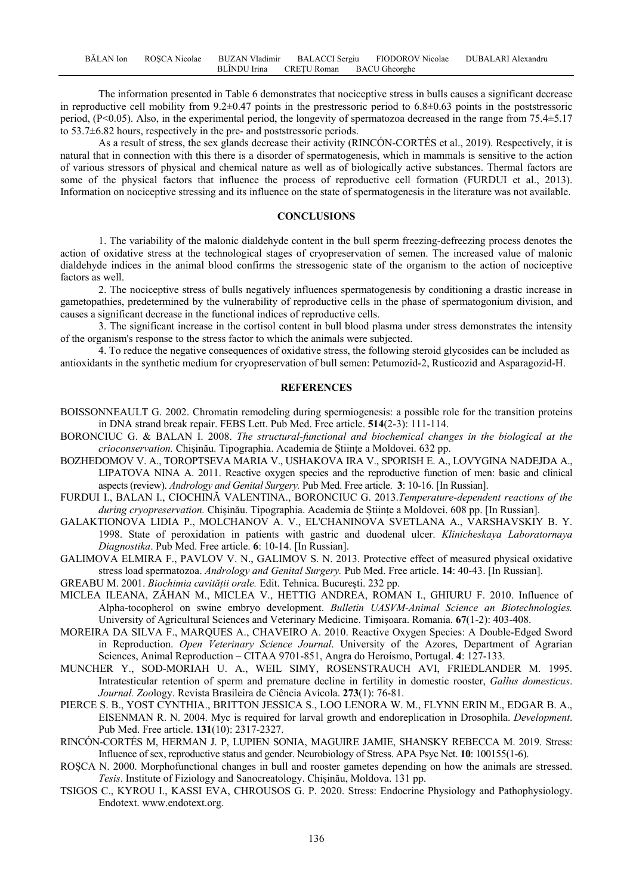The information presented in Table 6 demonstrates that nociceptive stress in bulls causes a significant decrease in reproductive cell mobility from 9.2±0.47 points in the prestressoric period to 6.8±0.63 points in the poststressoric period, ($P<0.05$). Also, in the experimental period, the longevity of spermatozoa decreased in the range from 75.4±5.17 to 53.7±6.82 hours, respectively in the pre- and poststressoric periods.

As a result of stress, the sex glands decrease their activity (RINCÓN-CORTÉS et al., 2019). Respectively, it is natural that in connection with this there is a disorder of spermatogenesis, which in mammals is sensitive to the action of various stressors of physical and chemical nature as well as of biologically active substances. Thermal factors are some of the physical factors that influence the process of reproductive cell formation (FURDUI et al., 2013). Information on nociceptive stressing and its influence on the state of spermatogenesis in the literature was not available.

## CONCLUSIONS

1. The variability of the malonic dialdehyde content in the bull sperm freezing-defreezing process denotes the action of oxidative stress at the technological stages of cryopreservation of semen. The increased value of malonic dialdehyde indices in the animal blood confirms the stressogenic state of the organism to the action of nociceptive factors as well.

2. The nociceptive stress of bulls negatively influences spermatogenesis by conditioning a drastic increase in gametopathies, predetermined by the vulnerability of reproductive cells in the phase of spermatogonium division, and causes a significant decrease in the functional indices of reproductive cells.

3. The significant increase in the cortisol content in bull blood plasma under stress demonstrates the intensity of the organism's response to the stress factor to which the animals were subjected.

4. To reduce the negative consequences of oxidative stress, the following steroid glycosides can be included as antioxidants in the synthetic medium for cryopreservation of bull semen: Petumozid-2, Rusticozid and Asparagozid-H.

## REFERENCES

BOISSONNEAULT G. 2002. Chromatin remodeling during spermiogenesis: a possible role for the transition proteins in DNA strand break repair. FEBS Lett. Pub Med. Free article. **514**(2-3): 111-114.

BORONCIUC G. & BALAN I. 2008. *The structural-functional and biochemical changes in the biological at the crioconservation.* Chișinău. Tipographia. Academia de Științe a Moldovei. 632 pp.

BOZHEDOMOV V. A., TOROPTSEVA MARIA V., USHAKOVA IRA V., SPORISH E. A., LOVYGINA NADEJDA A., LIPATOVA NINA A. 2011. Reactive oxygen species and the reproductive function of men: basic and clinical aspects (review). *Andrology and Genital Surgery.* Pub Med. Free article. **3**: 10-16. [In Russian].

FURDUI I., BALAN I., CIOCHINĂ VALENTINA., BORONCIUC G. 2013.*Temperature-dependent reactions of the during cryopreservation.* Chișinău. Tipographia. Academia de Științe a Moldovei. 608 pp. [In Russian].

GALAKTIONOVA LIDIA P., MOLCHANOV A. V., EL'CHANINOVA SVETLANA A., VARSHAVSKIY B. Y. 1998. State of peroxidation in patients with gastric and duodenal ulcer. *Klinicheskaya Laboratornaya Diagnostika*. Pub Med. Free article. **6**: 10-14. [In Russian].

GALIMOVA ELMIRA F., PAVLOV V. N., GALIMOV S. N. 2013. Protective effect of measured physical oxidative stress load spermatozoa. *Andrology and Genital Surgery.* Pub Med. Free article. **14**: 40-43. [In Russian].

GREABU M. 2001. *Biochimia cavității orale.* Edit. Tehnica. București. 232 pp.

MICLEA ILEANA, ZĂHAN M., MICLEA V., HETTIG ANDREA, ROMAN I., GHIURU F. 2010. Influence of Alpha-tocopherol on swine embryo development. *Bulletin UASVM-Animal Science an Biotechnologies.* University of Agricultural Sciences and Veterinary Medicine. Timișoara. Romania. **67**(1-2): 403-408.

MOREIRA DA SILVA F., MARQUES A., CHAVEIRO A. 2010. Reactive Oxygen Species: A Double-Edged Sword in Reproduction. *Open Veterinary Science Journal*. University of the Azores, Department of Agrarian Sciences, Animal Reproduction – CITAA 9701-851, Angra do Heroísmo, Portugal. **4**: 127-133.

MUNCHER Y., SOD-MORIAH U. A., WEIL SIMY, ROSENSTRAUCH AVI, FRIEDLANDER M. 1995. Intratesticular retention of sperm and premature decline in fertility in domestic rooster, *Gallus domesticus*. *Journal. Zoo*logy. Revista Brasileira de Ciência Avícola. **273**(1): 76-81.

PIERCE S. B., YOST CYNTHIA., BRITTON JESSICA S., LOO LENORA W. M., FLYNN ERIN M., EDGAR B. A., EISENMAN R. N. 2004. Myc is required for larval growth and endoreplication in Drosophila. *Development*. Pub Med. Free article. **131**(10): 2317-2327.

RINCÓN-CORTÉS M, HERMAN J. P, LUPIEN SONIA, MAGUIRE JAMIE, SHANSKY REBECCA M. 2019. Stress: Influence of sex, reproductive status and gender. Neurobiology of Stress. APA Psyc Net. **10**: 100155(1-6).

ROȘCA N. 2000. Morphofunctional changes in bull and rooster gametes depending on how the animals are stressed. *Tesis*. Institute of Fiziology and Sanocreatology. Chișinău, Moldova. 131 pp.

TSIGOS C., KYROU I., KASSI EVA, CHROUSOS G. P. 2020. Stress: Endocrine Physiology and Pathophysiology. Endotext. www.endotext.org.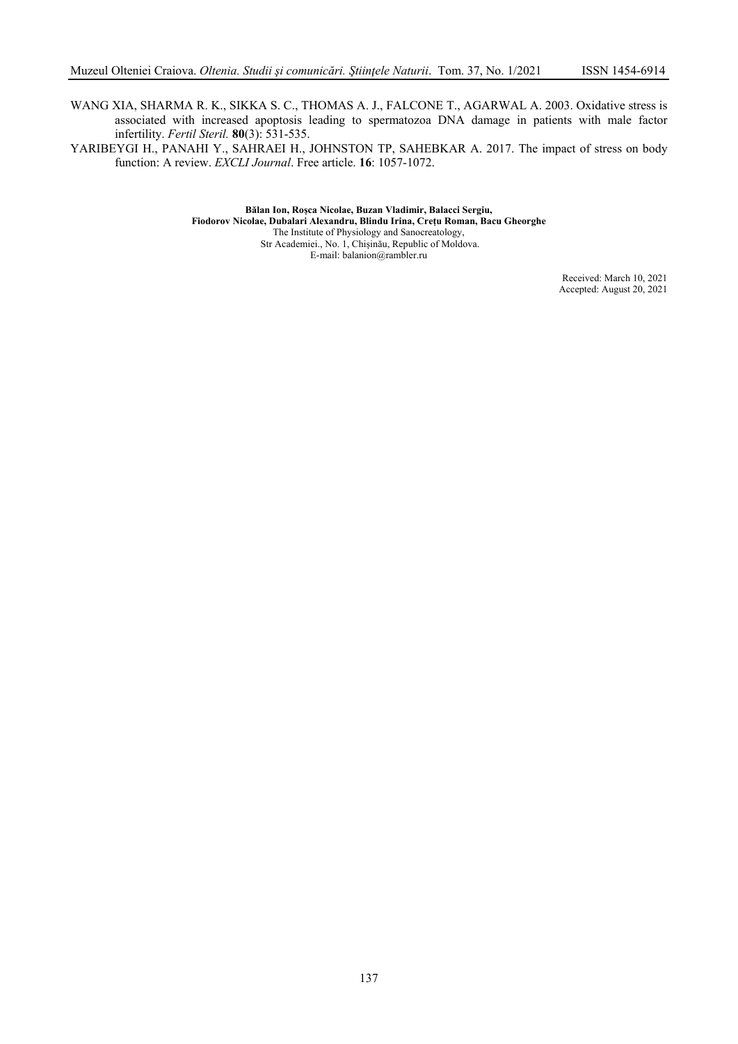WANG XIA, SHARMA R. K., SIKKA S. C., THOMAS A. J., FALCONE T., AGARWAL A. 2003. Oxidative stress is associated with increased apoptosis leading to spermatozoa DNA damage in patients with male factor infertility. *Fertil Steril.* **80**(3): 531-535.

YARIBEYGI H., PANAHI Y., SAHRAEI H., JOHNSTON TP, SAHEBKAR A. 2017. The impact of stress on body function: A review. *EXCLI Journal*. Free article. **16**: 1057-1072.

**Bălan Ion, Roșca Nicolae, Buzan Vladimir, Balacci Sergiu,**
**Fiodorov Nicolae, Dubalari Alexandru, Blindu Irina, Crețu Roman, Bacu Gheorghe**
The Institute of Physiology and Sanocreatology,
Str Academiei., No. 1, Chişinău, Republic of Moldova.
E-mail: balanion@rambler.ru

Received: March 10, 2021
Accepted: August 20, 2021